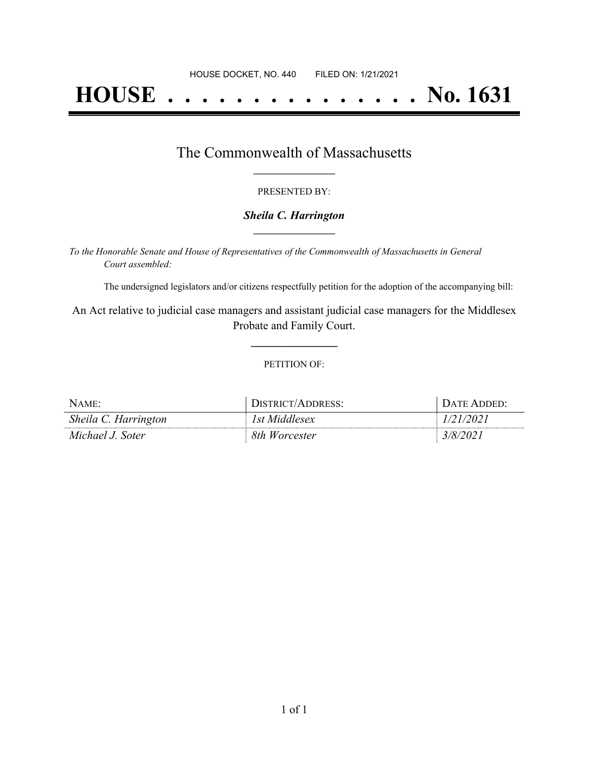HOUSE DOCKET, NO. 440 FILED ON: 1/21/2021

# HOUSE . . . . . . . . . . . . . . . No. 1631

## The Commonwealth of Massachusetts

PRESENTED BY:

***Sheila C. Harrington***

*To the Honorable Senate and House of Representatives of the Commonwealth of Massachusetts in General Court assembled:*

The undersigned legislators and/or citizens respectfully petition for the adoption of the accompanying bill:

An Act relative to judicial case managers and assistant judicial case managers for the Middlesex Probate and Family Court.

PETITION OF:

| NAME: | DISTRICT/ADDRESS: | DATE ADDED: |
| --- | --- | --- |
| *Sheila C. Harrington* | *1st Middlesex* | *1/21/2021* |
| *Michael J. Soter* | *8th Worcester* | *3/8/2021* |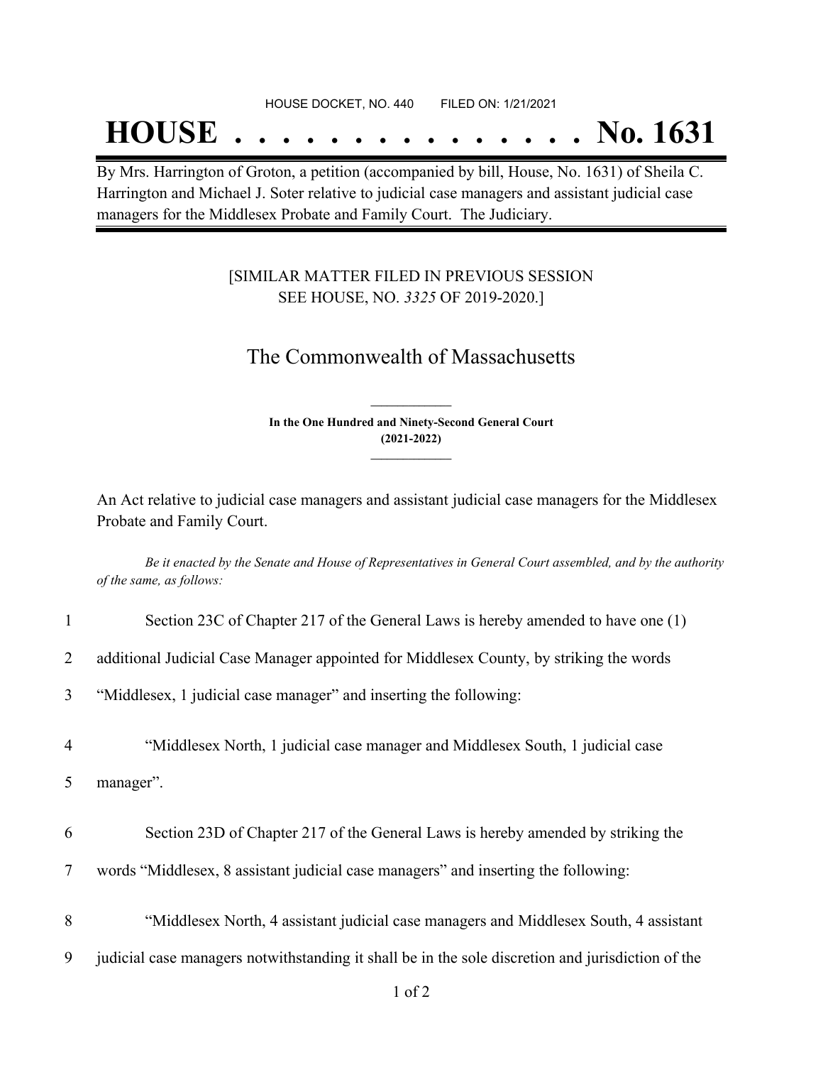HOUSE DOCKET, NO. 440 FILED ON: 1/21/2021

# HOUSE . . . . . . . . . . . . . . . No. 1631

By Mrs. Harrington of Groton, a petition (accompanied by bill, House, No. 1631) of Sheila C. Harrington and Michael J. Soter relative to judicial case managers and assistant judicial case managers for the Middlesex Probate and Family Court. The Judiciary.

[SIMILAR MATTER FILED IN PREVIOUS SESSION SEE HOUSE, NO. *3325* OF 2019-2020.]

## The Commonwealth of Massachusetts

**In the One Hundred and Ninety-Second General Court (2021-2022)**

An Act relative to judicial case managers and assistant judicial case managers for the Middlesex Probate and Family Court.

*Be it enacted by the Senate and House of Representatives in General Court assembled, and by the authority of the same, as follows:*

1 Section 23C of Chapter 217 of the General Laws is hereby amended to have one (1)
2 additional Judicial Case Manager appointed for Middlesex County, by striking the words
3 "Middlesex, 1 judicial case manager" and inserting the following:

4 "Middlesex North, 1 judicial case manager and Middlesex South, 1 judicial case
5 manager".

6 Section 23D of Chapter 217 of the General Laws is hereby amended by striking the
7 words "Middlesex, 8 assistant judicial case managers" and inserting the following:

8 "Middlesex North, 4 assistant judicial case managers and Middlesex South, 4 assistant
9 judicial case managers notwithstanding it shall be in the sole discretion and jurisdiction of the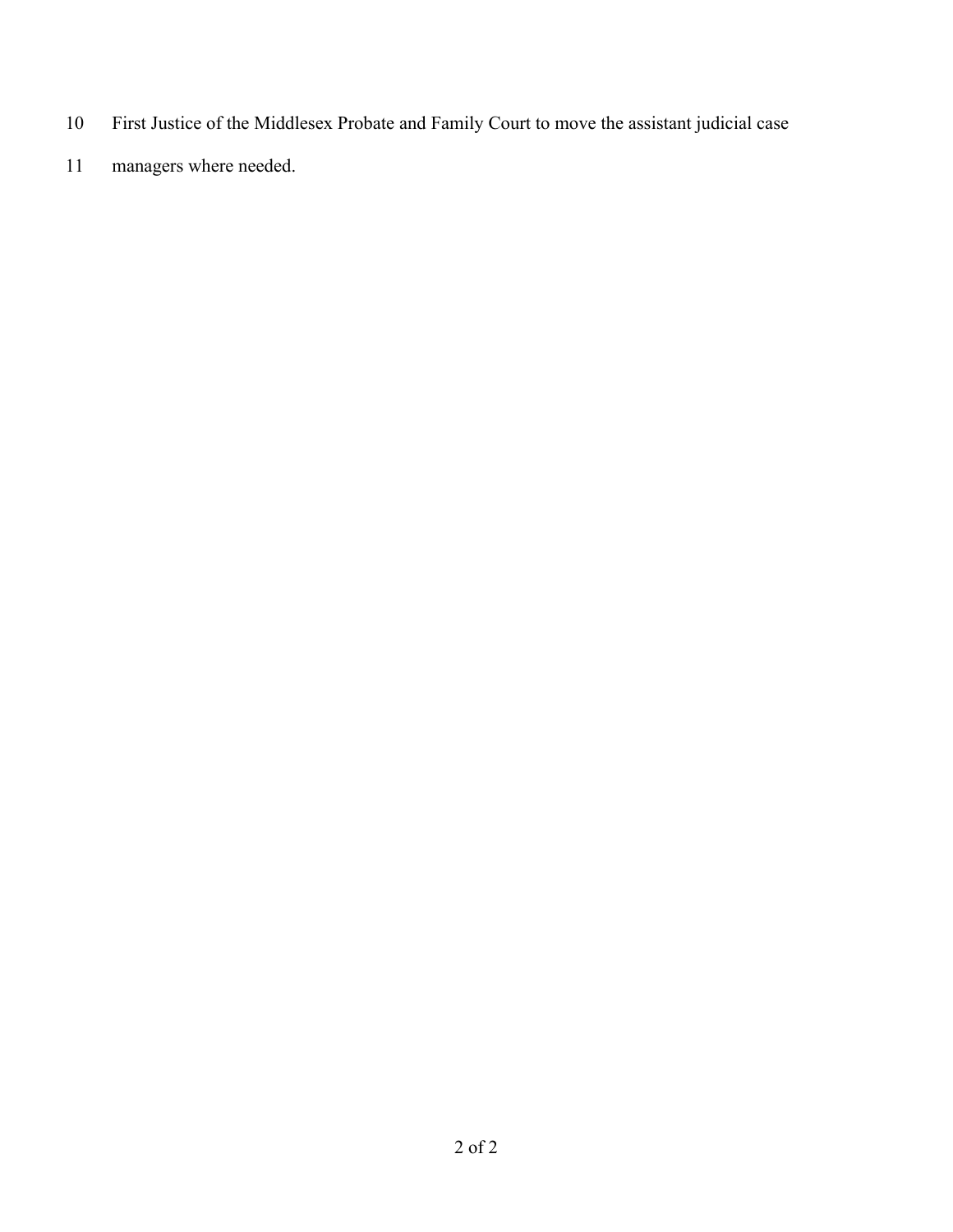First Justice of the Middlesex Probate and Family Court to move the assistant judicial case managers where needed.